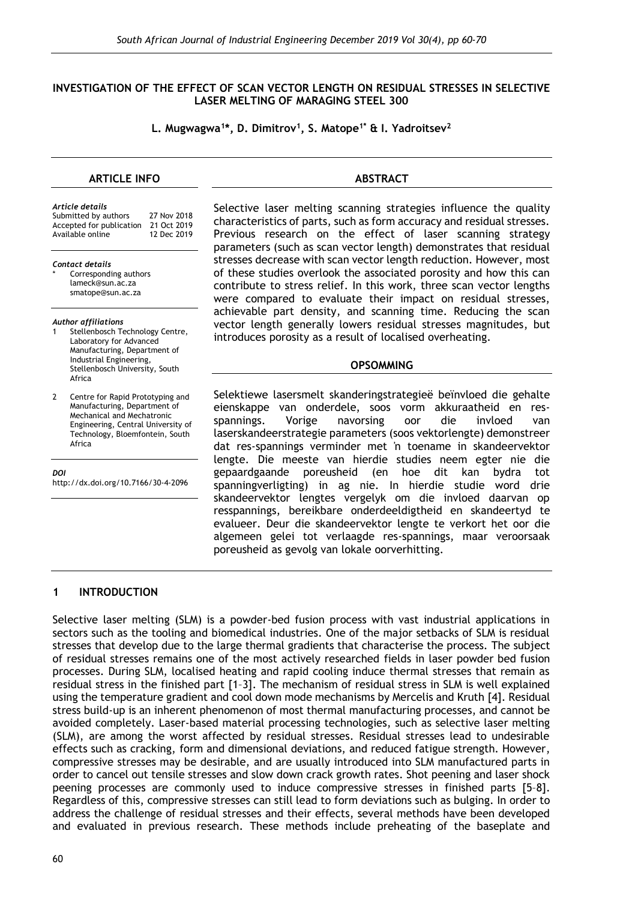**INVESTIGATION OF THE EFFECT OF SCAN VECTOR LENGTH ON RESIDUAL STRESSES IN SELECTIVE LASER MELTING OF MARAGING STEEL 300**

**L. Mugwagwa[1]*, D. Dimitrov[1], S. Matope[1*] & I. Yadroitsev[2]**

**ARTICLE INFO**

*Article details*
Submitted by authors 27 Nov 2018
Accepted for publication 21 Oct 2019
Available online 12 Dec 2019

*Contact details*
\* Corresponding authors
lameck@sun.ac.za
smatope@sun.ac.za

*Author affiliations*
1 Stellenbosch Technology Centre, Laboratory for Advanced Manufacturing, Department of Industrial Engineering, Stellenbosch University, South Africa

2 Centre for Rapid Prototyping and Manufacturing, Department of Mechanical and Mechatronic Engineering, Central University of Technology, Bloemfontein, South Africa

*DOI*
http://dx.doi.org/10.7166/30-4-2096

**ABSTRACT**

Selective laser melting scanning strategies influence the quality characteristics of parts, such as form accuracy and residual stresses. Previous research on the effect of laser scanning strategy parameters (such as scan vector length) demonstrates that residual stresses decrease with scan vector length reduction. However, most of these studies overlook the associated porosity and how this can contribute to stress relief. In this work, three scan vector lengths were compared to evaluate their impact on residual stresses, achievable part density, and scanning time. Reducing the scan vector length generally lowers residual stresses magnitudes, but introduces porosity as a result of localised overheating.

**OPSOMMING**

Selektiewe lasersmelt skanderingstrategieë beïnvloed die gehalte eienskappe van onderdele, soos vorm akkuraatheid en res-spannings. Vorige navorsing oor die invloed van laserskandeerstrategie parameters (soos vektorlengte) demonstreer dat res-spannings verminder met 'n toename in skandeervektor lengte. Die meeste van hierdie studies neem egter nie die gepaardgaande poreusheid (en hoe dit kan bydra tot spanningverligting) in ag nie. In hierdie studie word drie skandeervektor lengtes vergelyk om die invloed daarvan op resspannings, bereikbare onderdeeldigtheid en skandeertyd te evalueer. Deur die skandeervektor lengte te verkort het oor die algemeen gelei tot verlaagde res-spannings, maar veroorsaak poreusheid as gevolg van lokale oorverhitting.

## 1 INTRODUCTION

Selective laser melting (SLM) is a powder-bed fusion process with vast industrial applications in sectors such as the tooling and biomedical industries. One of the major setbacks of SLM is residual stresses that develop due to the large thermal gradients that characterise the process. The subject of residual stresses remains one of the most actively researched fields in laser powder bed fusion processes. During SLM, localised heating and rapid cooling induce thermal stresses that remain as residual stress in the finished part [1–3]. The mechanism of residual stress in SLM is well explained using the temperature gradient and cool down mode mechanisms by Mercelis and Kruth [4]. Residual stress build-up is an inherent phenomenon of most thermal manufacturing processes, and cannot be avoided completely. Laser-based material processing technologies, such as selective laser melting (SLM), are among the worst affected by residual stresses. Residual stresses lead to undesirable effects such as cracking, form and dimensional deviations, and reduced fatigue strength. However, compressive stresses may be desirable, and are usually introduced into SLM manufactured parts in order to cancel out tensile stresses and slow down crack growth rates. Shot peening and laser shock peening processes are commonly used to induce compressive stresses in finished parts [5–8]. Regardless of this, compressive stresses can still lead to form deviations such as bulging. In order to address the challenge of residual stresses and their effects, several methods have been developed and evaluated in previous research. These methods include preheating of the baseplate and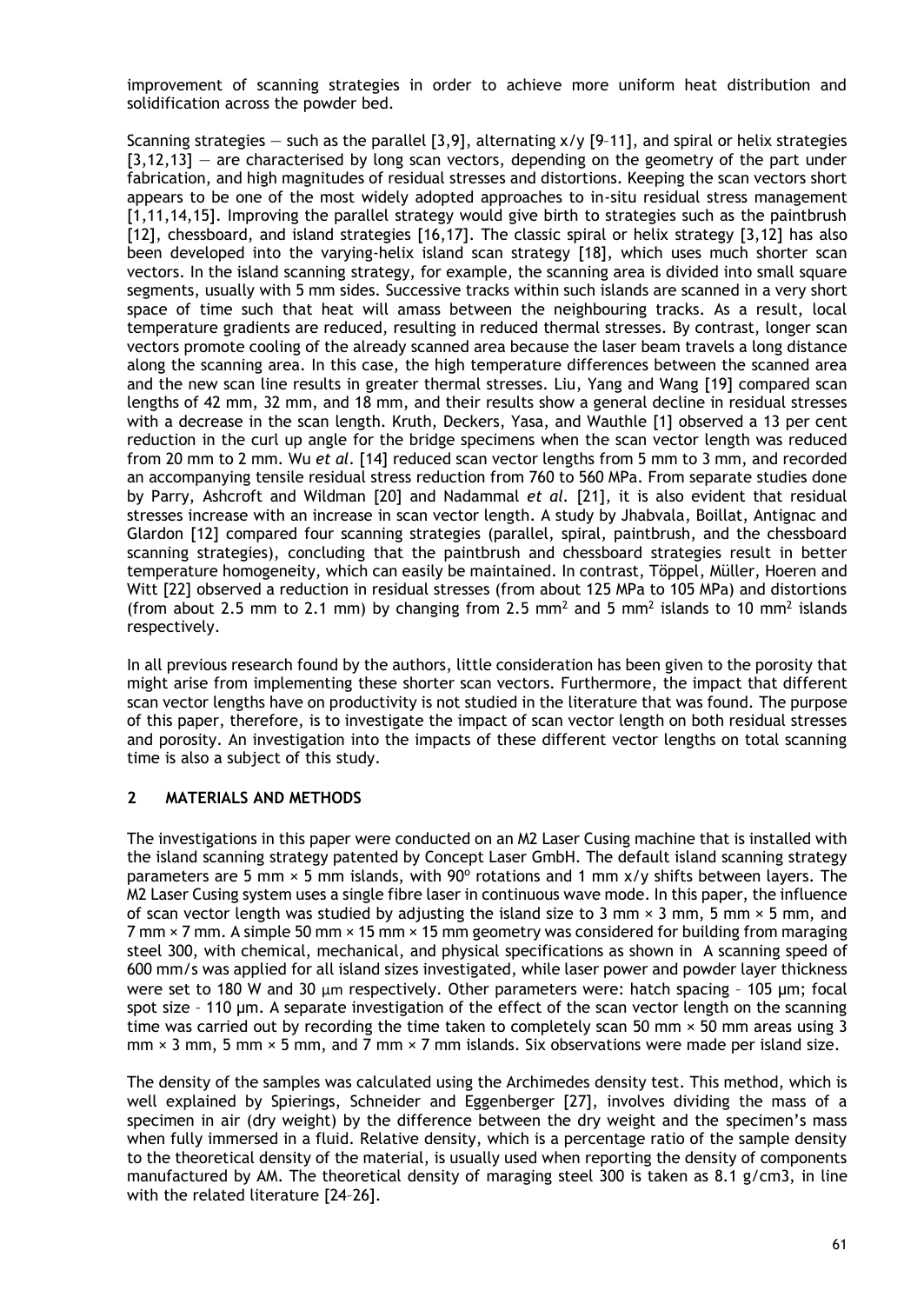improvement of scanning strategies in order to achieve more uniform heat distribution and solidification across the powder bed.

Scanning strategies — such as the parallel [3,9], alternating x/y [9–11], and spiral or helix strategies [3,12,13] — are characterised by long scan vectors, depending on the geometry of the part under fabrication, and high magnitudes of residual stresses and distortions. Keeping the scan vectors short appears to be one of the most widely adopted approaches to in-situ residual stress management [1,11,14,15]. Improving the parallel strategy would give birth to strategies such as the paintbrush [12], chessboard, and island strategies [16,17]. The classic spiral or helix strategy [3,12] has also been developed into the varying-helix island scan strategy [18], which uses much shorter scan vectors. In the island scanning strategy, for example, the scanning area is divided into small square segments, usually with 5 mm sides. Successive tracks within such islands are scanned in a very short space of time such that heat will amass between the neighbouring tracks. As a result, local temperature gradients are reduced, resulting in reduced thermal stresses. By contrast, longer scan vectors promote cooling of the already scanned area because the laser beam travels a long distance along the scanning area. In this case, the high temperature differences between the scanned area and the new scan line results in greater thermal stresses. Liu, Yang and Wang [19] compared scan lengths of 42 mm, 32 mm, and 18 mm, and their results show a general decline in residual stresses with a decrease in the scan length. Kruth, Deckers, Yasa, and Wauthle [1] observed a 13 per cent reduction in the curl up angle for the bridge specimens when the scan vector length was reduced from 20 mm to 2 mm. Wu *et al*. [14] reduced scan vector lengths from 5 mm to 3 mm, and recorded an accompanying tensile residual stress reduction from 760 to 560 MPa. From separate studies done by Parry, Ashcroft and Wildman [20] and Nadammal *et al*. [21], it is also evident that residual stresses increase with an increase in scan vector length. A study by Jhabvala, Boillat, Antignac and Glardon [12] compared four scanning strategies (parallel, spiral, paintbrush, and the chessboard scanning strategies), concluding that the paintbrush and chessboard strategies result in better temperature homogeneity, which can easily be maintained. In contrast, Töppel, Müller, Hoeren and Witt [22] observed a reduction in residual stresses (from about 125 MPa to 105 MPa) and distortions (from about 2.5 mm to 2.1 mm) by changing from 2.5 mm$^2$ and 5 mm$^2$ islands to 10 mm$^2$ islands respectively.

In all previous research found by the authors, little consideration has been given to the porosity that might arise from implementing these shorter scan vectors. Furthermore, the impact that different scan vector lengths have on productivity is not studied in the literature that was found. The purpose of this paper, therefore, is to investigate the impact of scan vector length on both residual stresses and porosity. An investigation into the impacts of these different vector lengths on total scanning time is also a subject of this study.

## 2 MATERIALS AND METHODS

The investigations in this paper were conducted on an M2 Laser Cusing machine that is installed with the island scanning strategy patented by Concept Laser GmbH. The default island scanning strategy parameters are 5 mm × 5 mm islands, with 90° rotations and 1 mm x/y shifts between layers. The M2 Laser Cusing system uses a single fibre laser in continuous wave mode. In this paper, the influence of scan vector length was studied by adjusting the island size to 3 mm × 3 mm, 5 mm × 5 mm, and 7 mm × 7 mm. A simple 50 mm × 15 mm × 15 mm geometry was considered for building from maraging steel 300, with chemical, mechanical, and physical specifications as shown in A scanning speed of 600 mm/s was applied for all island sizes investigated, while laser power and powder layer thickness were set to 180 W and 30 μm respectively. Other parameters were: hatch spacing – 105 μm; focal spot size – 110 μm. A separate investigation of the effect of the scan vector length on the scanning time was carried out by recording the time taken to completely scan 50 mm × 50 mm areas using 3 mm × 3 mm, 5 mm × 5 mm, and 7 mm × 7 mm islands. Six observations were made per island size.

The density of the samples was calculated using the Archimedes density test. This method, which is well explained by Spierings, Schneider and Eggenberger [27], involves dividing the mass of a specimen in air (dry weight) by the difference between the dry weight and the specimen's mass when fully immersed in a fluid. Relative density, which is a percentage ratio of the sample density to the theoretical density of the material, is usually used when reporting the density of components manufactured by AM. The theoretical density of maraging steel 300 is taken as 8.1 g/cm3, in line with the related literature [24–26].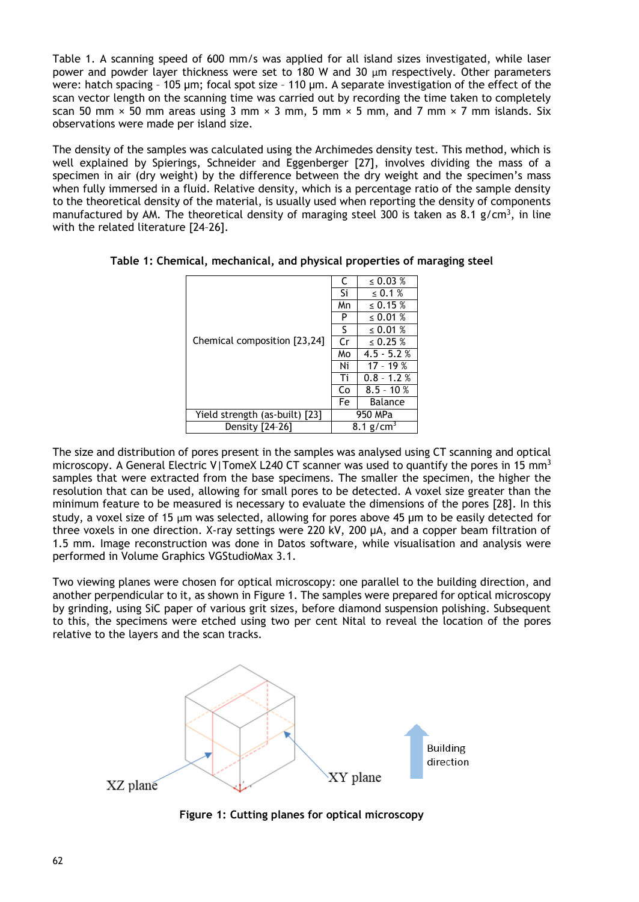Table 1. A scanning speed of 600 mm/s was applied for all island sizes investigated, while laser power and powder layer thickness were set to 180 W and 30 μm respectively. Other parameters were: hatch spacing – 105 μm; focal spot size – 110 μm. A separate investigation of the effect of the scan vector length on the scanning time was carried out by recording the time taken to completely scan 50 mm × 50 mm areas using 3 mm × 3 mm, 5 mm × 5 mm, and 7 mm × 7 mm islands. Six observations were made per island size.

The density of the samples was calculated using the Archimedes density test. This method, which is well explained by Spierings, Schneider and Eggenberger [27], involves dividing the mass of a specimen in air (dry weight) by the difference between the dry weight and the specimen's mass when fully immersed in a fluid. Relative density, which is a percentage ratio of the sample density to the theoretical density of the material, is usually used when reporting the density of components manufactured by AM. The theoretical density of maraging steel 300 is taken as 8.1 g/cm$^3$, in line with the related literature [24–26].

**Table 1: Chemical, mechanical, and physical properties of maraging steel**

| | | |
|---|---|---|
| Chemical composition [23,24] | C | ≤ 0.03 % |
| | Si | ≤ 0.1 % |
| | Mn | ≤ 0.15 % |
| | P | ≤ 0.01 % |
| | S | ≤ 0.01 % |
| | Cr | ≤ 0.25 % |
| | Mo | 4.5 - 5.2 % |
| | Ni | 17 - 19 % |
| | Ti | 0.8 - 1.2 % |
| | Co | 8.5 - 10 % |
| | Fe | Balance |
| Yield strength (as-built) [23] | 950 MPa | |
| Density [24-26] | 8.1 g/cm$^3$ | |

The size and distribution of pores present in the samples was analysed using CT scanning and optical microscopy. A General Electric V|TomeX L240 CT scanner was used to quantify the pores in 15 mm$^3$ samples that were extracted from the base specimens. The smaller the specimen, the higher the resolution that can be used, allowing for small pores to be detected. A voxel size greater than the minimum feature to be measured is necessary to evaluate the dimensions of the pores [28]. In this study, a voxel size of 15 μm was selected, allowing for pores above 45 μm to be easily detected for three voxels in one direction. X-ray settings were 220 kV, 200 μA, and a copper beam filtration of 1.5 mm. Image reconstruction was done in Datos software, while visualisation and analysis were performed in Volume Graphics VGStudioMax 3.1.

Two viewing planes were chosen for optical microscopy: one parallel to the building direction, and another perpendicular to it, as shown in Figure 1. The samples were prepared for optical microscopy by grinding, using SiC paper of various grit sizes, before diamond suspension polishing. Subsequent to this, the specimens were etched using two per cent Nital to reveal the location of the pores relative to the layers and the scan tracks.

XZ plane

XY plane

Building direction

**Figure 1: Cutting planes for optical microscopy**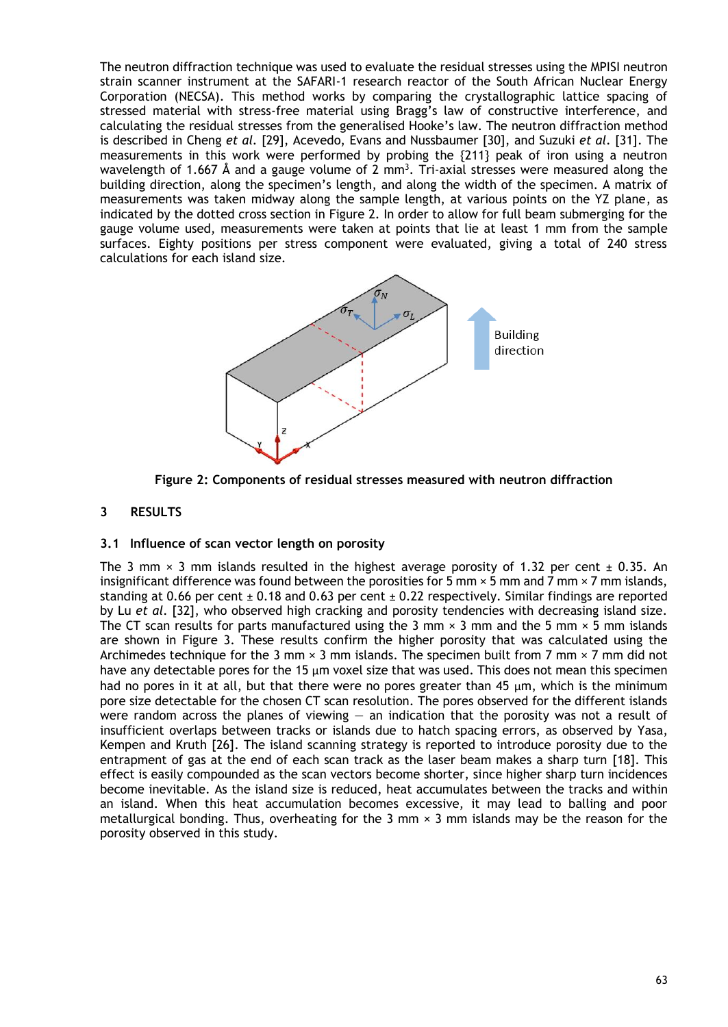The neutron diffraction technique was used to evaluate the residual stresses using the MPISI neutron strain scanner instrument at the SAFARI-1 research reactor of the South African Nuclear Energy Corporation (NECSA). This method works by comparing the crystallographic lattice spacing of stressed material with stress-free material using Bragg's law of constructive interference, and calculating the residual stresses from the generalised Hooke's law. The neutron diffraction method is described in Cheng *et al.* [29], Acevedo, Evans and Nussbaumer [30], and Suzuki *et al.* [31]. The measurements in this work were performed by probing the {211} peak of iron using a neutron wavelength of 1.667 Å and a gauge volume of 2 mm$^3$. Tri-axial stresses were measured along the building direction, along the specimen's length, and along the width of the specimen. A matrix of measurements was taken midway along the sample length, at various points on the YZ plane, as indicated by the dotted cross section in Figure 2. In order to allow for full beam submerging for the gauge volume used, measurements were taken at points that lie at least 1 mm from the sample surfaces. Eighty positions per stress component were evaluated, giving a total of 240 stress calculations for each island size.

$\sigma_N$

$\sigma_T$

$\sigma_L$

Building direction

Z

Y

X

**Figure 2: Components of residual stresses measured with neutron diffraction**

## 3 RESULTS

### 3.1 Influence of scan vector length on porosity

The 3 mm × 3 mm islands resulted in the highest average porosity of 1.32 per cent ± 0.35. An insignificant difference was found between the porosities for 5 mm × 5 mm and 7 mm × 7 mm islands, standing at 0.66 per cent ± 0.18 and 0.63 per cent ± 0.22 respectively. Similar findings are reported by Lu *et al.* [32], who observed high cracking and porosity tendencies with decreasing island size. The CT scan results for parts manufactured using the 3 mm × 3 mm and the 5 mm × 5 mm islands are shown in Figure 3. These results confirm the higher porosity that was calculated using the Archimedes technique for the 3 mm × 3 mm islands. The specimen built from 7 mm × 7 mm did not have any detectable pores for the 15 µm voxel size that was used. This does not mean this specimen had no pores in it at all, but that there were no pores greater than 45 µm, which is the minimum pore size detectable for the chosen CT scan resolution. The pores observed for the different islands were random across the planes of viewing — an indication that the porosity was not a result of insufficient overlaps between tracks or islands due to hatch spacing errors, as observed by Yasa, Kempen and Kruth [26]. The island scanning strategy is reported to introduce porosity due to the entrapment of gas at the end of each scan track as the laser beam makes a sharp turn [18]. This effect is easily compounded as the scan vectors become shorter, since higher sharp turn incidences become inevitable. As the island size is reduced, heat accumulates between the tracks and within an island. When this heat accumulation becomes excessive, it may lead to balling and poor metallurgical bonding. Thus, overheating for the 3 mm × 3 mm islands may be the reason for the porosity observed in this study.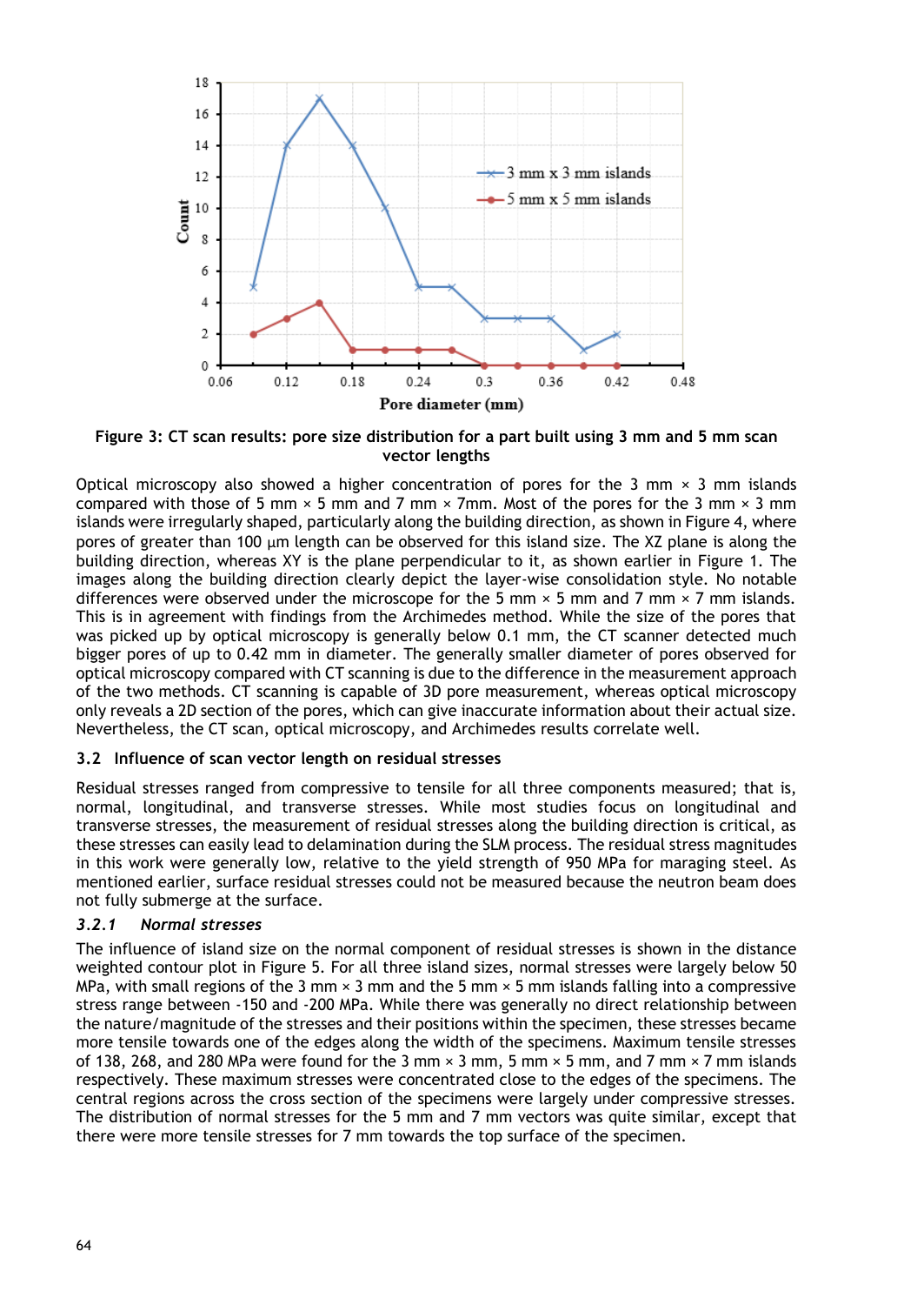18
16
14
12
10
8
6
4
2
0

Count

0.06 0.12 0.18 0.24 0.3 0.36 0.42 0.48

Pore diameter (mm)

3 mm x 3 mm islands

5 mm x 5 mm islands

**Figure 3: CT scan results: pore size distribution for a part built using 3 mm and 5 mm scan vector lengths**

Optical microscopy also showed a higher concentration of pores for the 3 mm × 3 mm islands compared with those of 5 mm × 5 mm and 7 mm × 7mm. Most of the pores for the 3 mm × 3 mm islands were irregularly shaped, particularly along the building direction, as shown in Figure 4, where pores of greater than 100 µm length can be observed for this island size. The XZ plane is along the building direction, whereas XY is the plane perpendicular to it, as shown earlier in Figure 1. The images along the building direction clearly depict the layer-wise consolidation style. No notable differences were observed under the microscope for the 5 mm × 5 mm and 7 mm × 7 mm islands. This is in agreement with findings from the Archimedes method. While the size of the pores that was picked up by optical microscopy is generally below 0.1 mm, the CT scanner detected much bigger pores of up to 0.42 mm in diameter. The generally smaller diameter of pores observed for optical microscopy compared with CT scanning is due to the difference in the measurement approach of the two methods. CT scanning is capable of 3D pore measurement, whereas optical microscopy only reveals a 2D section of the pores, which can give inaccurate information about their actual size. Nevertheless, the CT scan, optical microscopy, and Archimedes results correlate well.

## 3.2 Influence of scan vector length on residual stresses

Residual stresses ranged from compressive to tensile for all three components measured; that is, normal, longitudinal, and transverse stresses. While most studies focus on longitudinal and transverse stresses, the measurement of residual stresses along the building direction is critical, as these stresses can easily lead to delamination during the SLM process. The residual stress magnitudes in this work were generally low, relative to the yield strength of 950 MPa for maraging steel. As mentioned earlier, surface residual stresses could not be measured because the neutron beam does not fully submerge at the surface.

### *3.2.1 Normal stresses*

The influence of island size on the normal component of residual stresses is shown in the distance weighted contour plot in Figure 5. For all three island sizes, normal stresses were largely below 50 MPa, with small regions of the 3 mm × 3 mm and the 5 mm × 5 mm islands falling into a compressive stress range between -150 and -200 MPa. While there was generally no direct relationship between the nature/magnitude of the stresses and their positions within the specimen, these stresses became more tensile towards one of the edges along the width of the specimens. Maximum tensile stresses of 138, 268, and 280 MPa were found for the 3 mm × 3 mm, 5 mm × 5 mm, and 7 mm × 7 mm islands respectively. These maximum stresses were concentrated close to the edges of the specimens. The central regions across the cross section of the specimens were largely under compressive stresses. The distribution of normal stresses for the 5 mm and 7 mm vectors was quite similar, except that there were more tensile stresses for 7 mm towards the top surface of the specimen.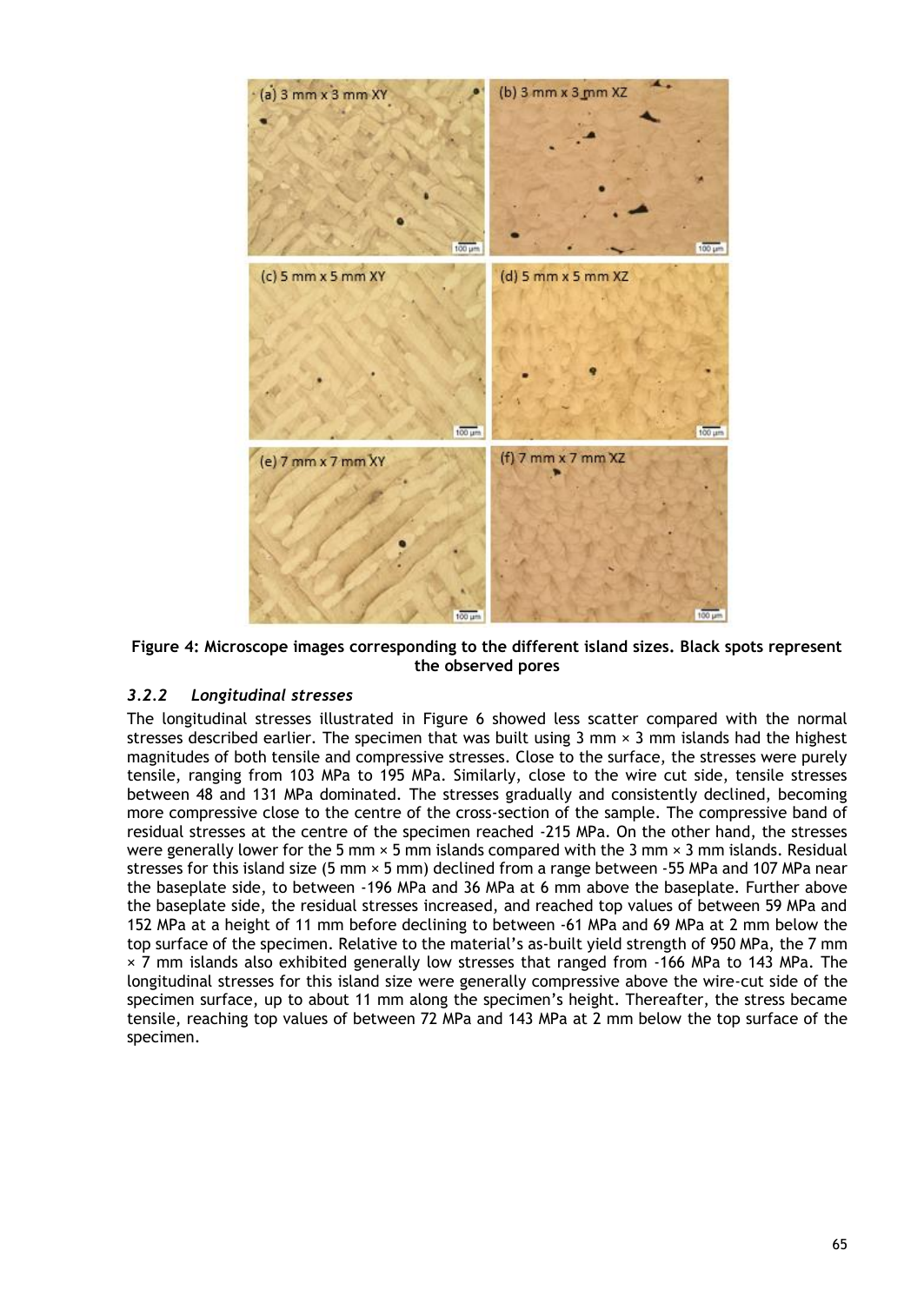Figure 4: Microscope images corresponding to the different island sizes. Black spots represent the observed pores

### *3.2.2 Longitudinal stresses*

The longitudinal stresses illustrated in Figure 6 showed less scatter compared with the normal stresses described earlier. The specimen that was built using 3 mm × 3 mm islands had the highest magnitudes of both tensile and compressive stresses. Close to the surface, the stresses were purely tensile, ranging from 103 MPa to 195 MPa. Similarly, close to the wire cut side, tensile stresses between 48 and 131 MPa dominated. The stresses gradually and consistently declined, becoming more compressive close to the centre of the cross-section of the sample. The compressive band of residual stresses at the centre of the specimen reached -215 MPa. On the other hand, the stresses were generally lower for the 5 mm × 5 mm islands compared with the 3 mm × 3 mm islands. Residual stresses for this island size (5 mm × 5 mm) declined from a range between -55 MPa and 107 MPa near the baseplate side, to between -196 MPa and 36 MPa at 6 mm above the baseplate. Further above the baseplate side, the residual stresses increased, and reached top values of between 59 MPa and 152 MPa at a height of 11 mm before declining to between -61 MPa and 69 MPa at 2 mm below the top surface of the specimen. Relative to the material's as-built yield strength of 950 MPa, the 7 mm × 7 mm islands also exhibited generally low stresses that ranged from -166 MPa to 143 MPa. The longitudinal stresses for this island size were generally compressive above the wire-cut side of the specimen surface, up to about 11 mm along the specimen's height. Thereafter, the stress became tensile, reaching top values of between 72 MPa and 143 MPa at 2 mm below the top surface of the specimen.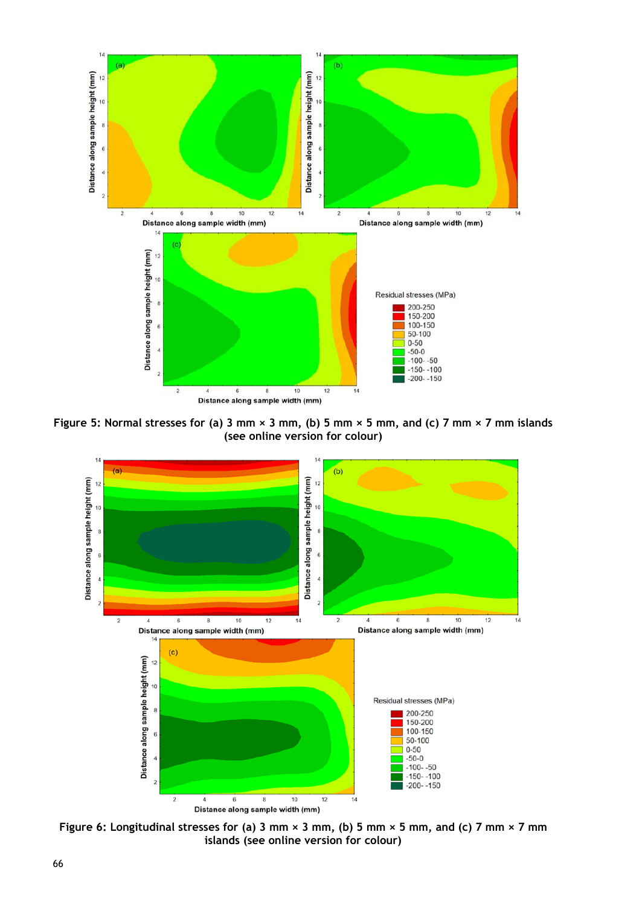(a)

Distance along sample height (mm)

Distance along sample width (mm)

(b)

Distance along sample height (mm)

Distance along sample width (mm)

(c)

Distance along sample height (mm)

Distance along sample width (mm)

Residual stresses (MPa)
200-250
150-200
100-150
50-100
0-50
-50-0
-100- -50
-150- -100
-200- -150

**Figure 5: Normal stresses for (a) 3 mm × 3 mm, (b) 5 mm × 5 mm, and (c) 7 mm × 7 mm islands (see online version for colour)**

(a)

Distance along sample height (mm)

Distance along sample width (mm)

(b)

Distance along sample height (mm)

Distance along sample width (mm)

(c)

Distance along sample height (mm)

Distance along sample width (mm)

Residual stresses (MPa)
200-250
150-200
100-150
50-100
0-50
-50-0
-100- -50
-150- -100
-200- -150

**Figure 6: Longitudinal stresses for (a) 3 mm × 3 mm, (b) 5 mm × 5 mm, and (c) 7 mm × 7 mm islands (see online version for colour)**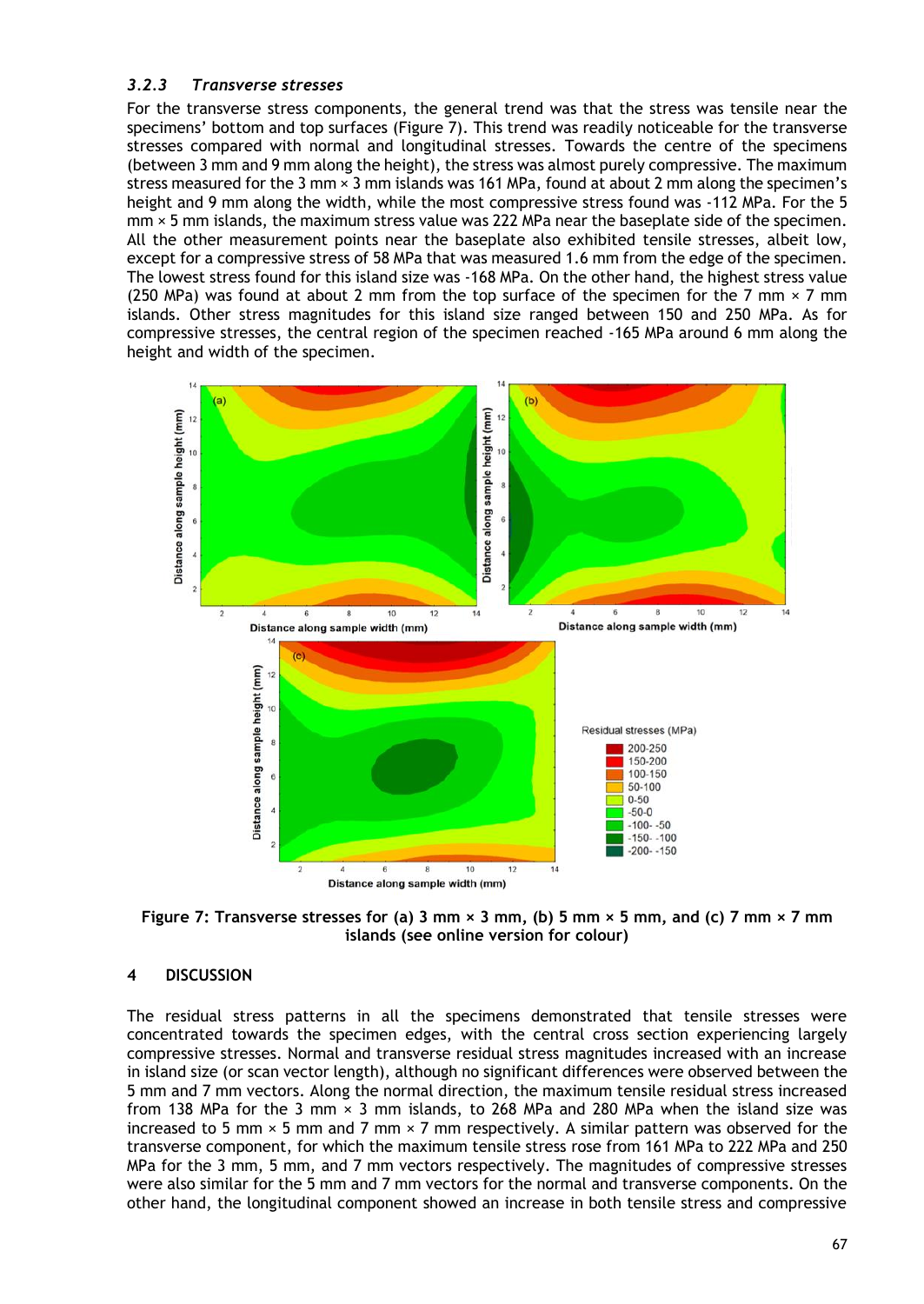### 3.2.3 *Transverse stresses*

For the transverse stress components, the general trend was that the stress was tensile near the specimens' bottom and top surfaces (Figure 7). This trend was readily noticeable for the transverse stresses compared with normal and longitudinal stresses. Towards the centre of the specimens (between 3 mm and 9 mm along the height), the stress was almost purely compressive. The maximum stress measured for the 3 mm × 3 mm islands was 161 MPa, found at about 2 mm along the specimen's height and 9 mm along the width, while the most compressive stress found was -112 MPa. For the 5 mm × 5 mm islands, the maximum stress value was 222 MPa near the baseplate side of the specimen. All the other measurement points near the baseplate also exhibited tensile stresses, albeit low, except for a compressive stress of 58 MPa that was measured 1.6 mm from the edge of the specimen. The lowest stress found for this island size was -168 MPa. On the other hand, the highest stress value (250 MPa) was found at about 2 mm from the top surface of the specimen for the 7 mm × 7 mm islands. Other stress magnitudes for this island size ranged between 150 and 250 MPa. As for compressive stresses, the central region of the specimen reached -165 MPa around 6 mm along the height and width of the specimen.

(a)
(b)
(c)
Distance along sample height (mm)
Distance along sample width (mm)
Residual stresses (MPa)
200-250
150-200
100-150
50-100
0-50
-50-0
-100- -50
-150- -100
-200- -150

**Figure 7: Transverse stresses for (a) 3 mm × 3 mm, (b) 5 mm × 5 mm, and (c) 7 mm × 7 mm islands (see online version for colour)**

## 4 DISCUSSION

The residual stress patterns in all the specimens demonstrated that tensile stresses were concentrated towards the specimen edges, with the central cross section experiencing largely compressive stresses. Normal and transverse residual stress magnitudes increased with an increase in island size (or scan vector length), although no significant differences were observed between the 5 mm and 7 mm vectors. Along the normal direction, the maximum tensile residual stress increased from 138 MPa for the 3 mm × 3 mm islands, to 268 MPa and 280 MPa when the island size was increased to 5 mm × 5 mm and 7 mm × 7 mm respectively. A similar pattern was observed for the transverse component, for which the maximum tensile stress rose from 161 MPa to 222 MPa and 250 MPa for the 3 mm, 5 mm, and 7 mm vectors respectively. The magnitudes of compressive stresses were also similar for the 5 mm and 7 mm vectors for the normal and transverse components. On the other hand, the longitudinal component showed an increase in both tensile stress and compressive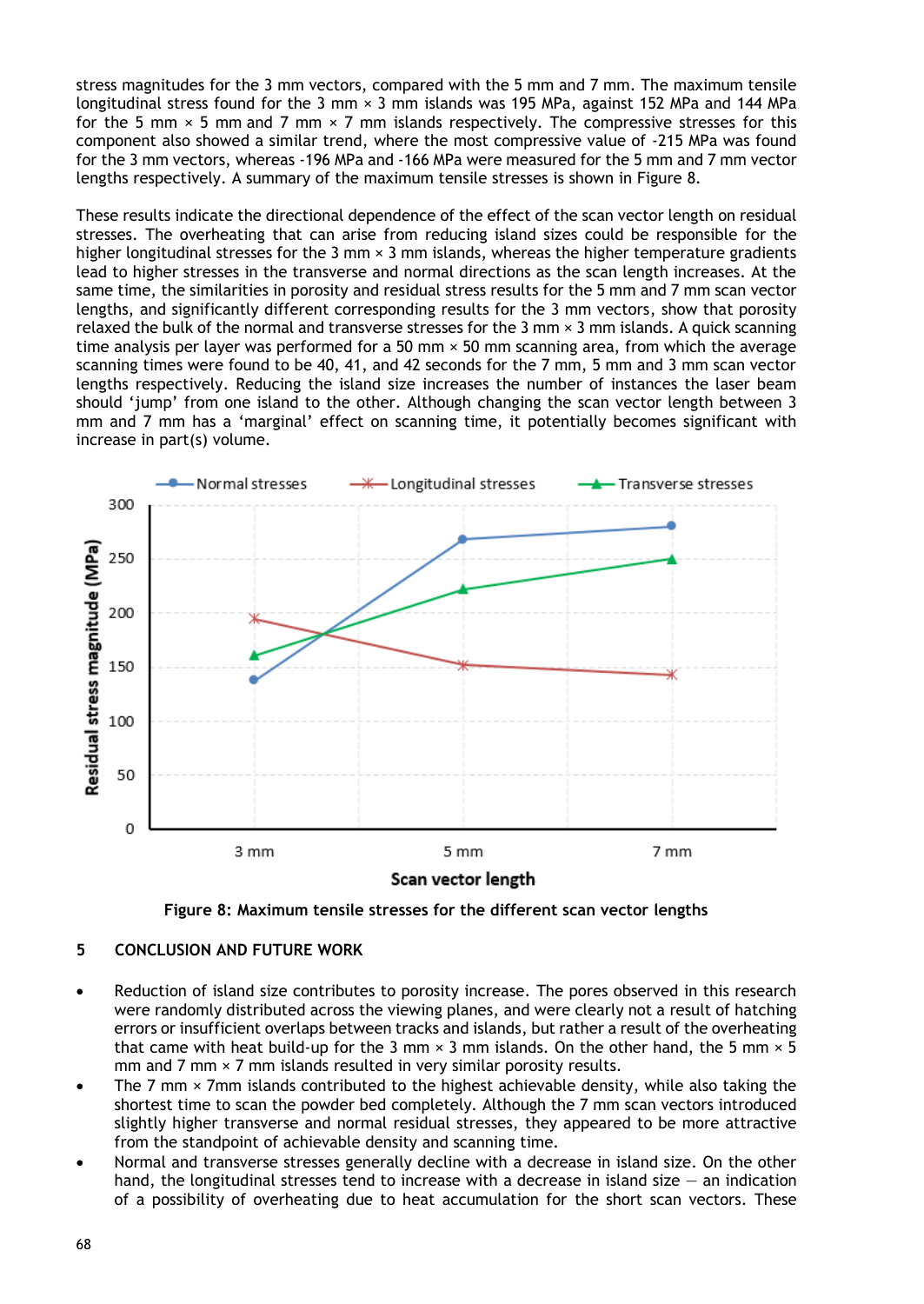stress magnitudes for the 3 mm vectors, compared with the 5 mm and 7 mm. The maximum tensile longitudinal stress found for the 3 mm × 3 mm islands was 195 MPa, against 152 MPa and 144 MPa for the 5 mm × 5 mm and 7 mm × 7 mm islands respectively. The compressive stresses for this component also showed a similar trend, where the most compressive value of -215 MPa was found for the 3 mm vectors, whereas -196 MPa and -166 MPa were measured for the 5 mm and 7 mm vector lengths respectively. A summary of the maximum tensile stresses is shown in Figure 8.

These results indicate the directional dependence of the effect of the scan vector length on residual stresses. The overheating that can arise from reducing island sizes could be responsible for the higher longitudinal stresses for the 3 mm × 3 mm islands, whereas the higher temperature gradients lead to higher stresses in the transverse and normal directions as the scan length increases. At the same time, the similarities in porosity and residual stress results for the 5 mm and 7 mm scan vector lengths, and significantly different corresponding results for the 3 mm vectors, show that porosity relaxed the bulk of the normal and transverse stresses for the 3 mm × 3 mm islands. A quick scanning time analysis per layer was performed for a 50 mm × 50 mm scanning area, from which the average scanning times were found to be 40, 41, and 42 seconds for the 7 mm, 5 mm and 3 mm scan vector lengths respectively. Reducing the island size increases the number of instances the laser beam should 'jump' from one island to the other. Although changing the scan vector length between 3 mm and 7 mm has a 'marginal' effect on scanning time, it potentially becomes significant with increase in part(s) volume.

Normal stresses
Longitudinal stresses
Transverse stresses

Residual stress magnitude (MPa)

300
250
200
150
100
50
0

3 mm
5 mm
7 mm

Scan vector length

**Figure 8: Maximum tensile stresses for the different scan vector lengths**

## 5 CONCLUSION AND FUTURE WORK

- Reduction of island size contributes to porosity increase. The pores observed in this research were randomly distributed across the viewing planes, and were clearly not a result of hatching errors or insufficient overlaps between tracks and islands, but rather a result of the overheating that came with heat build-up for the 3 mm × 3 mm islands. On the other hand, the 5 mm × 5 mm and 7 mm × 7 mm islands resulted in very similar porosity results.
- The 7 mm × 7mm islands contributed to the highest achievable density, while also taking the shortest time to scan the powder bed completely. Although the 7 mm scan vectors introduced slightly higher transverse and normal residual stresses, they appeared to be more attractive from the standpoint of achievable density and scanning time.
- Normal and transverse stresses generally decline with a decrease in island size. On the other hand, the longitudinal stresses tend to increase with a decrease in island size — an indication of a possibility of overheating due to heat accumulation for the short scan vectors. These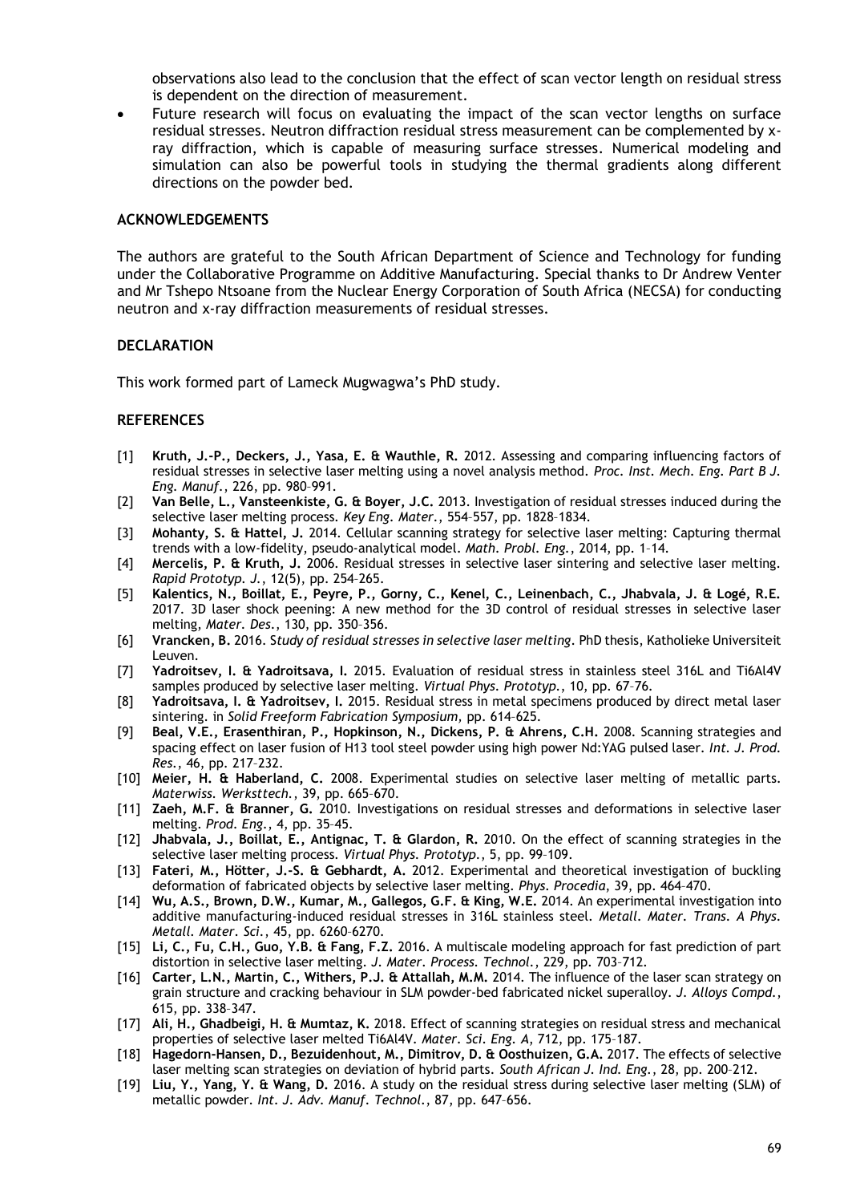observations also lead to the conclusion that the effect of scan vector length on residual stress is dependent on the direction of measurement.

- Future research will focus on evaluating the impact of the scan vector lengths on surface residual stresses. Neutron diffraction residual stress measurement can be complemented by x-ray diffraction, which is capable of measuring surface stresses. Numerical modeling and simulation can also be powerful tools in studying the thermal gradients along different directions on the powder bed.

## ACKNOWLEDGEMENTS

The authors are grateful to the South African Department of Science and Technology for funding under the Collaborative Programme on Additive Manufacturing. Special thanks to Dr Andrew Venter and Mr Tshepo Ntsoane from the Nuclear Energy Corporation of South Africa (NECSA) for conducting neutron and x-ray diffraction measurements of residual stresses.

## DECLARATION

This work formed part of Lameck Mugwagwa's PhD study.

## REFERENCES

[1] **Kruth, J.-P., Deckers, J., Yasa, E. & Wauthle, R.** 2012. Assessing and comparing influencing factors of residual stresses in selective laser melting using a novel analysis method. *Proc. Inst. Mech. Eng. Part B J. Eng. Manuf.*, 226, pp. 980–991.

[2] **Van Belle, L., Vansteenkiste, G. & Boyer, J.C.** 2013. Investigation of residual stresses induced during the selective laser melting process. *Key Eng. Mater.*, 554–557, pp. 1828–1834.

[3] **Mohanty, S. & Hattel, J.** 2014. Cellular scanning strategy for selective laser melting: Capturing thermal trends with a low-fidelity, pseudo-analytical model. *Math. Probl. Eng.*, 2014, pp. 1–14.

[4] **Mercelis, P. & Kruth, J.** 2006. Residual stresses in selective laser sintering and selective laser melting. *Rapid Prototyp. J.*, 12(5), pp. 254–265.

[5] **Kalentics, N., Boillat, E., Peyre, P., Gorny, C., Kenel, C., Leinenbach, C., Jhabvala, J. & Logé, R.E.** 2017. 3D laser shock peening: A new method for the 3D control of residual stresses in selective laser melting, *Mater. Des.*, 130, pp. 350–356.

[6] **Vrancken, B.** 2016. *Study of residual stresses in selective laser melting*. PhD thesis, Katholieke Universiteit Leuven.

[7] **Yadroitsev, I. & Yadroitsava, I.** 2015. Evaluation of residual stress in stainless steel 316L and Ti6Al4V samples produced by selective laser melting. *Virtual Phys. Prototyp.*, 10, pp. 67–76.

[8] **Yadroitsava, I. & Yadroitsev, I.** 2015. Residual stress in metal specimens produced by direct metal laser sintering. in *Solid Freeform Fabrication Symposium*, pp. 614–625.

[9] **Beal, V.E., Erasenthiran, P., Hopkinson, N., Dickens, P. & Ahrens, C.H.** 2008. Scanning strategies and spacing effect on laser fusion of H13 tool steel powder using high power Nd:YAG pulsed laser. *Int. J. Prod. Res.*, 46, pp. 217–232.

[10] **Meier, H. & Haberland, C.** 2008. Experimental studies on selective laser melting of metallic parts. *Materwiss. Werksttech.*, 39, pp. 665–670.

[11] **Zaeh, M.F. & Branner, G.** 2010. Investigations on residual stresses and deformations in selective laser melting. *Prod. Eng.*, 4, pp. 35–45.

[12] **Jhabvala, J., Boillat, E., Antignac, T. & Glardon, R.** 2010. On the effect of scanning strategies in the selective laser melting process. *Virtual Phys. Prototyp.*, 5, pp. 99–109.

[13] **Fateri, M., Hötter, J.-S. & Gebhardt, A.** 2012. Experimental and theoretical investigation of buckling deformation of fabricated objects by selective laser melting. *Phys. Procedia*, 39, pp. 464–470.

[14] **Wu, A.S., Brown, D.W., Kumar, M., Gallegos, G.F. & King, W.E.** 2014. An experimental investigation into additive manufacturing-induced residual stresses in 316L stainless steel. *Metall. Mater. Trans. A Phys. Metall. Mater. Sci.*, 45, pp. 6260–6270.

[15] **Li, C., Fu, C.H., Guo, Y.B. & Fang, F.Z.** 2016. A multiscale modeling approach for fast prediction of part distortion in selective laser melting. *J. Mater. Process. Technol.*, 229, pp. 703–712.

[16] **Carter, L.N., Martin, C., Withers, P.J. & Attallah, M.M.** 2014. The influence of the laser scan strategy on grain structure and cracking behaviour in SLM powder-bed fabricated nickel superalloy. *J. Alloys Compd.*, 615, pp. 338–347.

[17] **Ali, H., Ghadbeigi, H. & Mumtaz, K.** 2018. Effect of scanning strategies on residual stress and mechanical properties of selective laser melted Ti6Al4V. *Mater. Sci. Eng. A*, 712, pp. 175–187.

[18] **Hagedorn-Hansen, D., Bezuidenhout, M., Dimitrov, D. & Oosthuizen, G.A.** 2017. The effects of selective laser melting scan strategies on deviation of hybrid parts. *South African J. Ind. Eng.*, 28, pp. 200–212.

[19] **Liu, Y., Yang, Y. & Wang, D.** 2016. A study on the residual stress during selective laser melting (SLM) of metallic powder. *Int. J. Adv. Manuf. Technol.*, 87, pp. 647–656.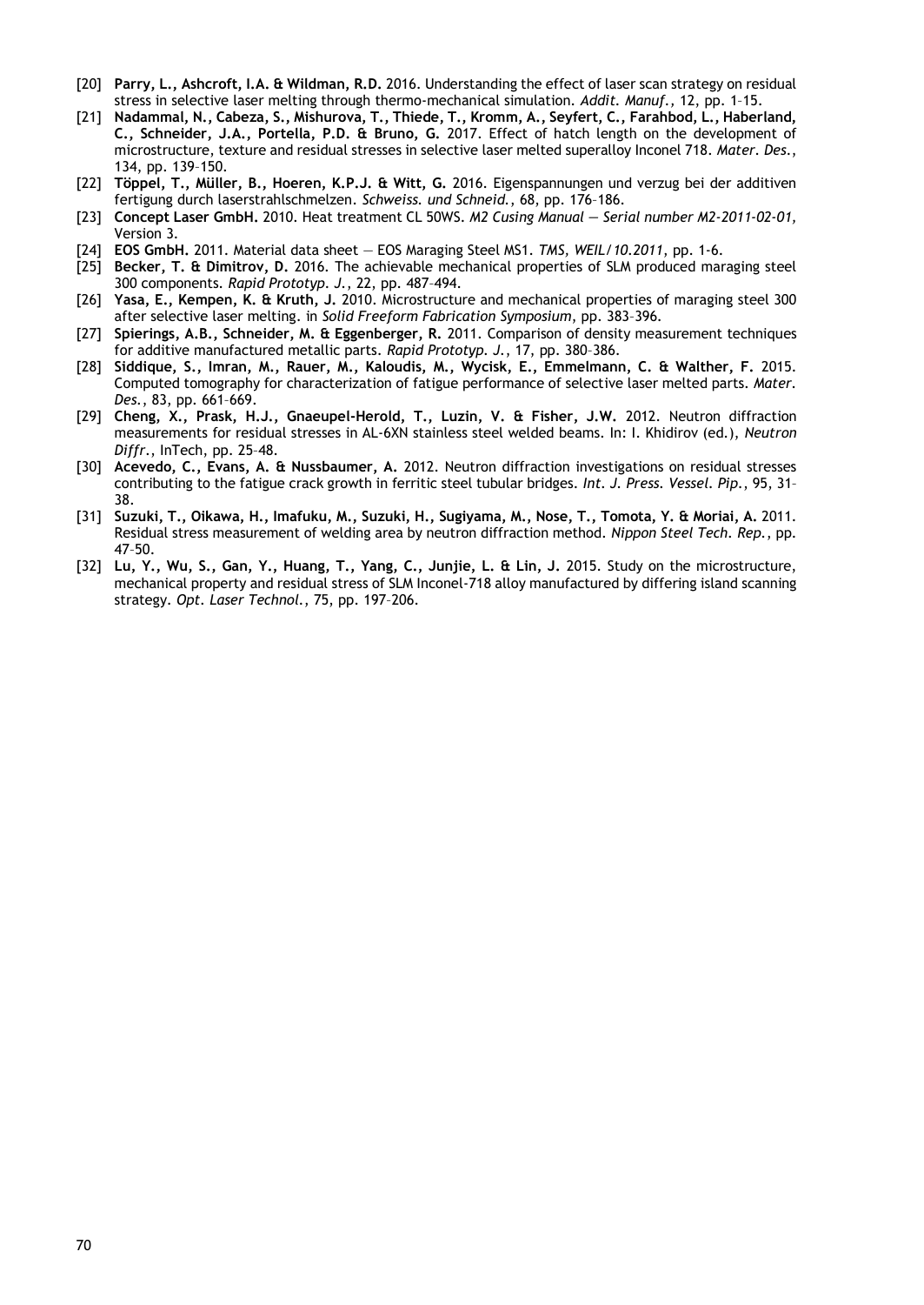[20] **Parry, L., Ashcroft, I.A. & Wildman, R.D.** 2016. Understanding the effect of laser scan strategy on residual stress in selective laser melting through thermo-mechanical simulation. *Addit. Manuf.*, 12, pp. 1–15.

[21] **Nadammal, N., Cabeza, S., Mishurova, T., Thiede, T., Kromm, A., Seyfert, C., Farahbod, L., Haberland, C., Schneider, J.A., Portella, P.D. & Bruno, G.** 2017. Effect of hatch length on the development of microstructure, texture and residual stresses in selective laser melted superalloy Inconel 718. *Mater. Des.*, 134, pp. 139–150.

[22] **Töppel, T., Müller, B., Hoeren, K.P.J. & Witt, G.** 2016. Eigenspannungen und verzug bei der additiven fertigung durch laserstrahlschmelzen. *Schweiss. und Schneid.*, 68, pp. 176–186.

[23] **Concept Laser GmbH.** 2010. Heat treatment CL 50WS. *M2 Cusing Manual — Serial number M2-2011-02-01,* Version 3.

[24] **EOS GmbH.** 2011. Material data sheet — EOS Maraging Steel MS1. *TMS, WEIL/10.2011*, pp. 1-6.

[25] **Becker, T. & Dimitrov, D.** 2016. The achievable mechanical properties of SLM produced maraging steel 300 components. *Rapid Prototyp. J.*, 22, pp. 487–494.

[26] **Yasa, E., Kempen, K. & Kruth, J.** 2010. Microstructure and mechanical properties of maraging steel 300 after selective laser melting. in *Solid Freeform Fabrication Symposium*, pp. 383–396.

[27] **Spierings, A.B., Schneider, M. & Eggenberger, R.** 2011. Comparison of density measurement techniques for additive manufactured metallic parts. *Rapid Prototyp. J.*, 17, pp. 380–386.

[28] **Siddique, S., Imran, M., Rauer, M., Kaloudis, M., Wycisk, E., Emmelmann, C. & Walther, F.** 2015. Computed tomography for characterization of fatigue performance of selective laser melted parts. *Mater. Des.*, 83, pp. 661–669.

[29] **Cheng, X., Prask, H.J., Gnaeupel-Herold, T., Luzin, V. & Fisher, J.W.** 2012. Neutron diffraction measurements for residual stresses in AL-6XN stainless steel welded beams. In: I. Khidirov (ed.), *Neutron Diffr.*, InTech, pp. 25–48.

[30] **Acevedo, C., Evans, A. & Nussbaumer, A.** 2012. Neutron diffraction investigations on residual stresses contributing to the fatigue crack growth in ferritic steel tubular bridges. *Int. J. Press. Vessel. Pip.*, 95, 31–38.

[31] **Suzuki, T., Oikawa, H., Imafuku, M., Suzuki, H., Sugiyama, M., Nose, T., Tomota, Y. & Moriai, A.** 2011. Residual stress measurement of welding area by neutron diffraction method. *Nippon Steel Tech. Rep.*, pp. 47–50.

[32] **Lu, Y., Wu, S., Gan, Y., Huang, T., Yang, C., Junjie, L. & Lin, J.** 2015. Study on the microstructure, mechanical property and residual stress of SLM Inconel-718 alloy manufactured by differing island scanning strategy. *Opt. Laser Technol.*, 75, pp. 197–206.